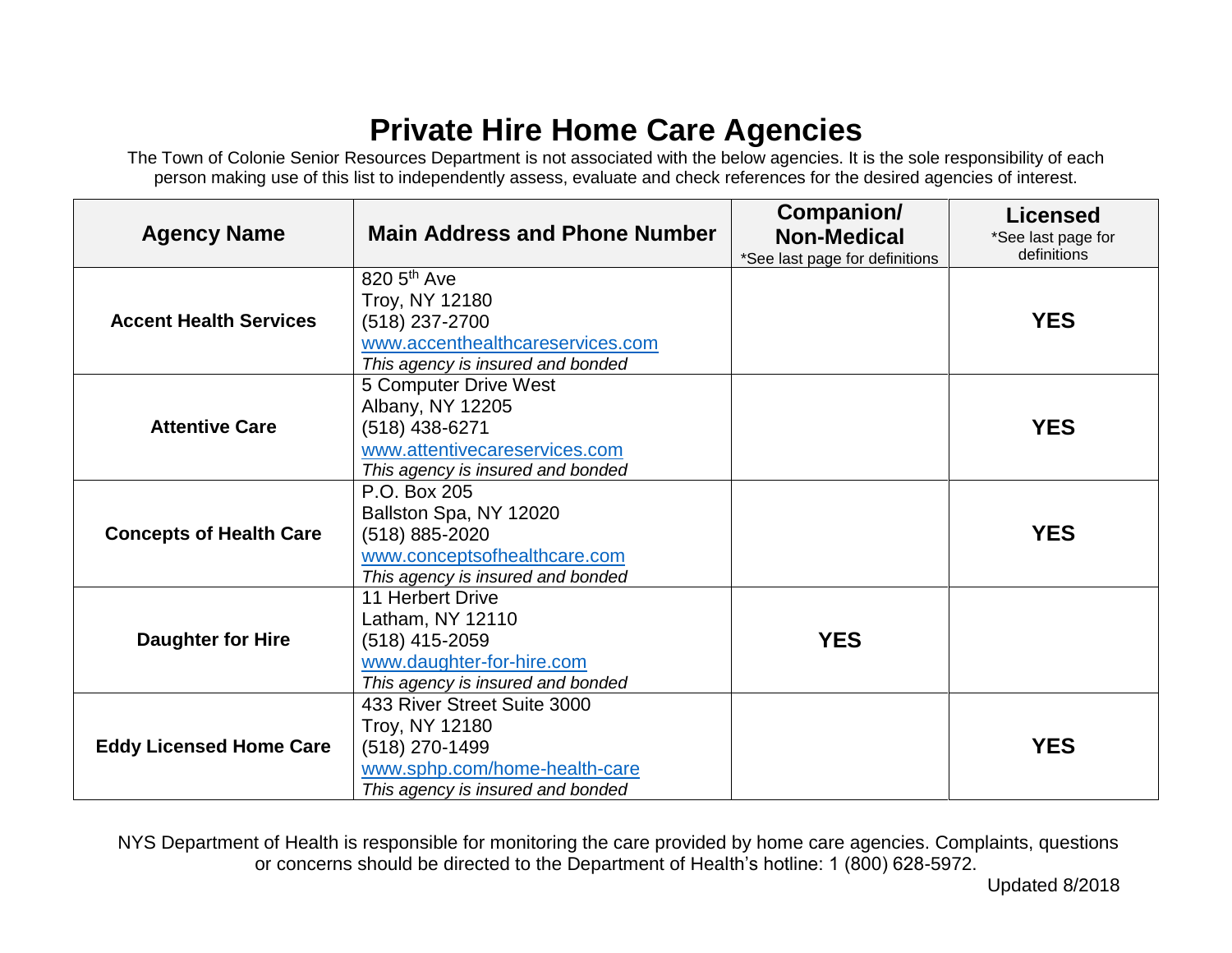# Private Hire Home Care Agencies

The Town of Colonie Senior Resources Department is not associated with the below agencies. It is the sole responsibility of each person making use of this list to independently assess, evaluate and check references for the desired agencies of interest.

| Agency Name | Main Address and Phone Number | Companion/ Non-Medical *See last page for definitions | Licensed *See last page for definitions |
|---|---|---|---|
| **Accent Health Services** | 820 5th Ave<br>Troy, NY 12180<br>(518) 237-2700<br>www.accenthealthcareservices.com<br>*This agency is insured and bonded* | | **YES** |
| **Attentive Care** | 5 Computer Drive West<br>Albany, NY 12205<br>(518) 438-6271<br>www.attentivecareservices.com<br>*This agency is insured and bonded* | | **YES** |
| **Concepts of Health Care** | P.O. Box 205<br>Ballston Spa, NY 12020<br>(518) 885-2020<br>www.conceptsofhealthcare.com<br>*This agency is insured and bonded* | | **YES** |
| **Daughter for Hire** | 11 Herbert Drive<br>Latham, NY 12110<br>(518) 415-2059<br>www.daughter-for-hire.com<br>*This agency is insured and bonded* | **YES** | |
| **Eddy Licensed Home Care** | 433 River Street Suite 3000<br>Troy, NY 12180<br>(518) 270-1499<br>www.sphp.com/home-health-care<br>*This agency is insured and bonded* | | **YES** |

NYS Department of Health is responsible for monitoring the care provided by home care agencies. Complaints, questions or concerns should be directed to the Department of Health's hotline: 1 (800) 628-5972.

Updated 8/2018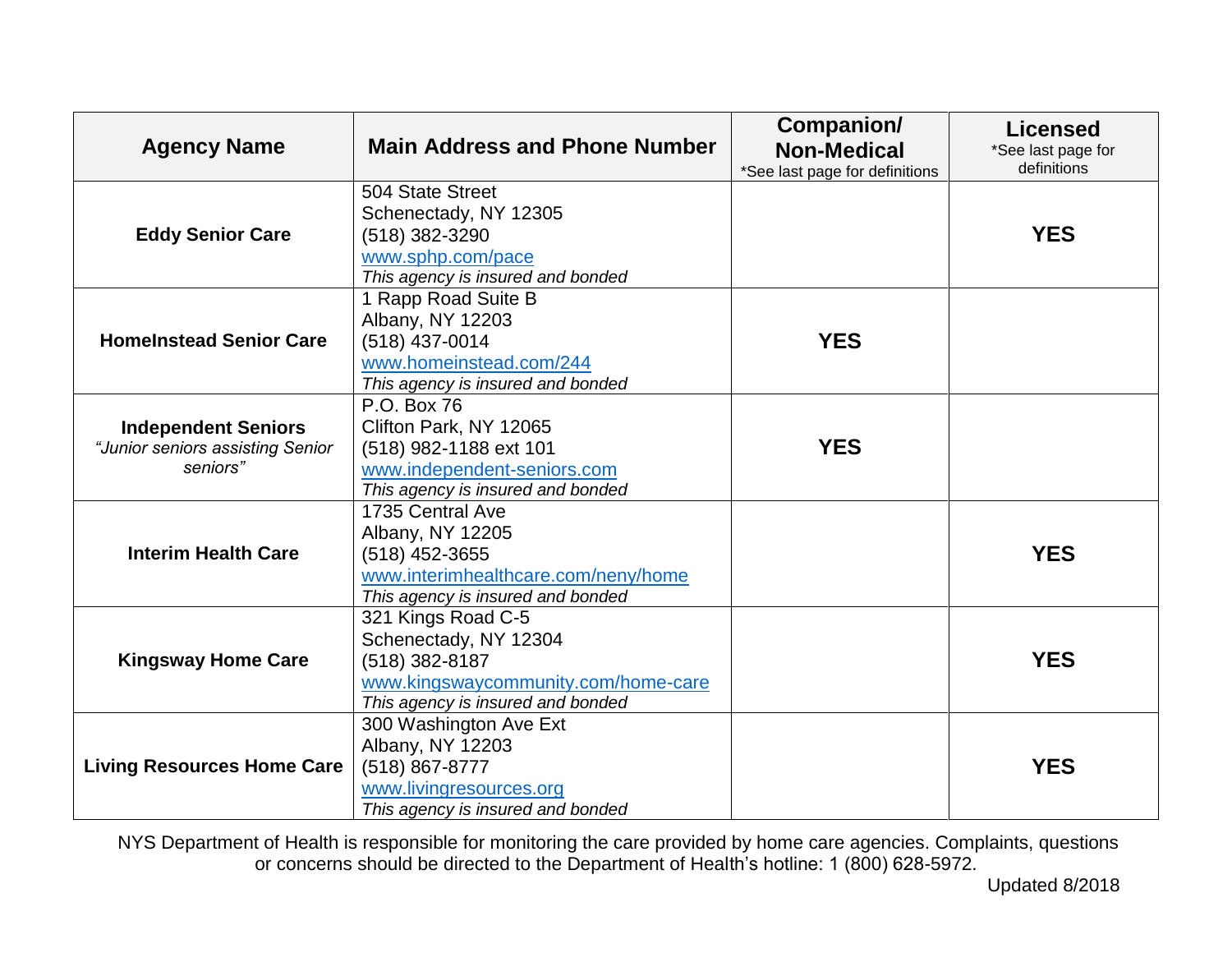| Agency Name | Main Address and Phone Number | Companion/ Non-Medical *See last page for definitions | Licensed *See last page for definitions |
|---|---|---|---|
| **Eddy Senior Care** | 504 State Street<br>Schenectady, NY 12305<br>(518) 382-3290<br>www.sphp.com/pace<br>*This agency is insured and bonded* | | **YES** |
| **HomeInstead Senior Care** | 1 Rapp Road Suite B<br>Albany, NY 12203<br>(518) 437-0014<br>www.homeinstead.com/244<br>*This agency is insured and bonded* | **YES** | |
| **Independent Seniors**<br>*"Junior seniors assisting Senior seniors"* | P.O. Box 76<br>Clifton Park, NY 12065<br>(518) 982-1188 ext 101<br>www.independent-seniors.com<br>*This agency is insured and bonded* | **YES** | |
| **Interim Health Care** | 1735 Central Ave<br>Albany, NY 12205<br>(518) 452-3655<br>www.interimhealthcare.com/neny/home<br>*This agency is insured and bonded* | | **YES** |
| **Kingsway Home Care** | 321 Kings Road C-5<br>Schenectady, NY 12304<br>(518) 382-8187<br>www.kingswaycommunity.com/home-care<br>*This agency is insured and bonded* | | **YES** |
| **Living Resources Home Care** | 300 Washington Ave Ext<br>Albany, NY 12203<br>(518) 867-8777<br>www.livingresources.org<br>*This agency is insured and bonded* | | **YES** |

NYS Department of Health is responsible for monitoring the care provided by home care agencies. Complaints, questions or concerns should be directed to the Department of Health's hotline: 1 (800) 628-5972.

Updated 8/2018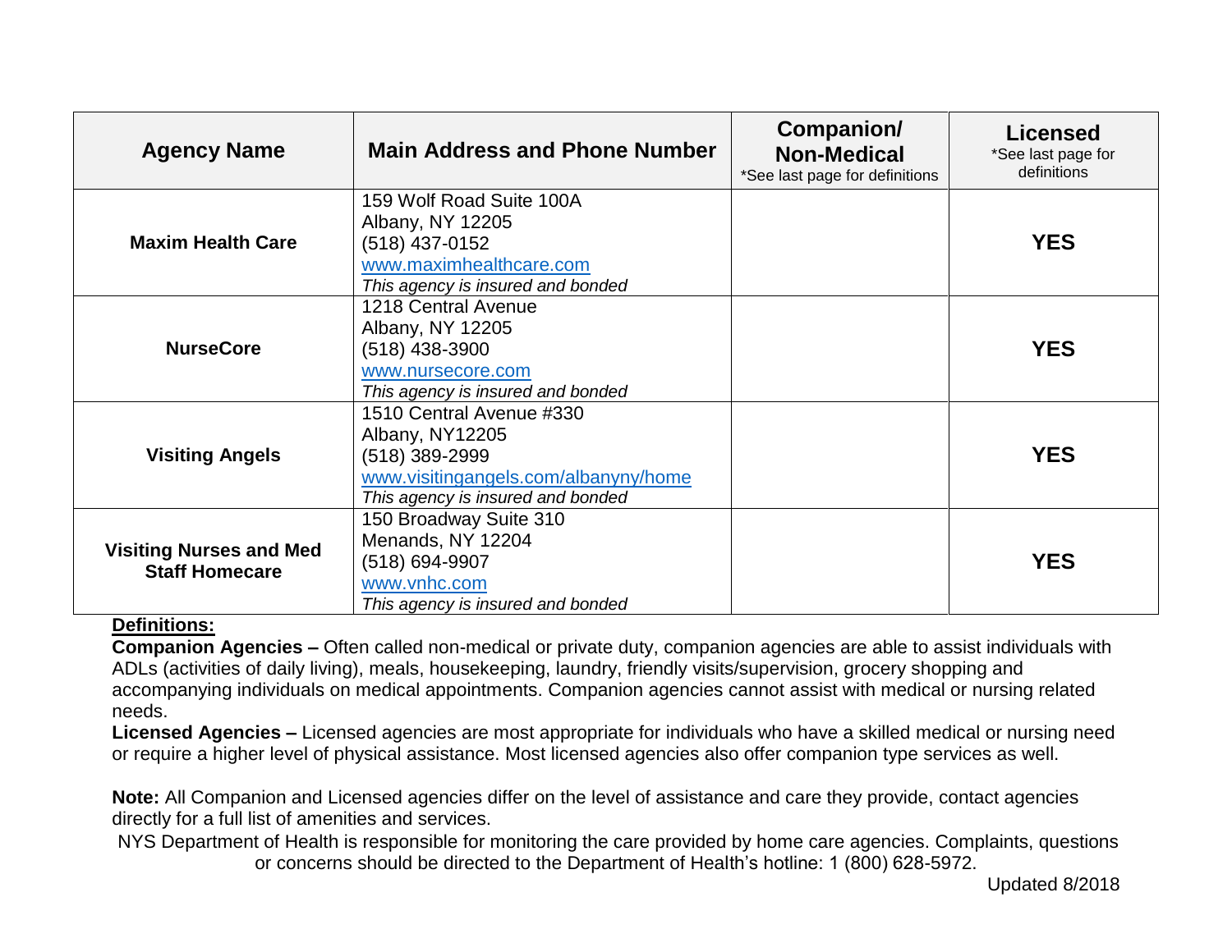| Agency Name | Main Address and Phone Number | Companion/ Non-Medical *See last page for definitions | Licensed *See last page for definitions |
|---|---|---|---|
| **Maxim Health Care** | 159 Wolf Road Suite 100A<br>Albany, NY 12205<br>(518) 437-0152<br>www.maximhealthcare.com<br>*This agency is insured and bonded* | | **YES** |
| **NurseCore** | 1218 Central Avenue<br>Albany, NY 12205<br>(518) 438-3900<br>www.nursecore.com<br>*This agency is insured and bonded* | | **YES** |
| **Visiting Angels** | 1510 Central Avenue #330<br>Albany, NY12205<br>(518) 389-2999<br>www.visitingangels.com/albanyny/home<br>*This agency is insured and bonded* | | **YES** |
| **Visiting Nurses and Med Staff Homecare** | 150 Broadway Suite 310<br>Menands, NY 12204<br>(518) 694-9907<br>www.vnhc.com<br>*This agency is insured and bonded* | | **YES** |

**Definitions:**

**Companion Agencies –** Often called non-medical or private duty, companion agencies are able to assist individuals with ADLs (activities of daily living), meals, housekeeping, laundry, friendly visits/supervision, grocery shopping and accompanying individuals on medical appointments. Companion agencies cannot assist with medical or nursing related needs.

**Licensed Agencies –** Licensed agencies are most appropriate for individuals who have a skilled medical or nursing need or require a higher level of physical assistance. Most licensed agencies also offer companion type services as well.

**Note:** All Companion and Licensed agencies differ on the level of assistance and care they provide, contact agencies directly for a full list of amenities and services.

NYS Department of Health is responsible for monitoring the care provided by home care agencies. Complaints, questions or concerns should be directed to the Department of Health's hotline: 1 (800) 628-5972.

Updated 8/2018